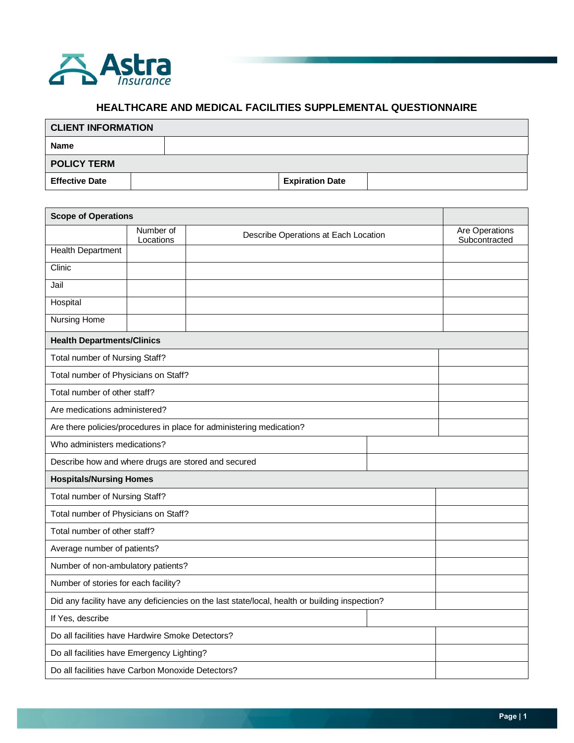Astra Insurance

# HEALTHCARE AND MEDICAL FACILITIES SUPPLEMENTAL QUESTIONNAIRE

| CLIENT INFORMATION | | | |
|---|---|---|---|
| **Name** | | | |
| **POLICY TERM** | | | |
| **Effective Date** | | **Expiration Date** | |

| Scope of Operations | | | |
|---|---|---|---|
| | Number of Locations | Describe Operations at Each Location | Are Operations Subcontracted |
| Health Department | | | |
| Clinic | | | |
| Jail | | | |
| Hospital | | | |
| Nursing Home | | | |
| **Health Departments/Clinics** | | | |
| Total number of Nursing Staff? | | | |
| Total number of Physicians on Staff? | | | |
| Total number of other staff? | | | |
| Are medications administered? | | | |
| Are there policies/procedures in place for administering medication? | | | |
| Who administers medications? | | | |
| Describe how and where drugs are stored and secured | | | |
| **Hospitals/Nursing Homes** | | | |
| Total number of Nursing Staff? | | | |
| Total number of Physicians on Staff? | | | |
| Total number of other staff? | | | |
| Average number of patients? | | | |
| Number of non-ambulatory patients? | | | |
| Number of stories for each facility? | | | |
| Did any facility have any deficiencies on the last state/local, health or building inspection? | | | |
| If Yes, describe | | | |
| Do all facilities have Hardwire Smoke Detectors? | | | |
| Do all facilities have Emergency Lighting? | | | |
| Do all facilities have Carbon Monoxide Detectors? | | | |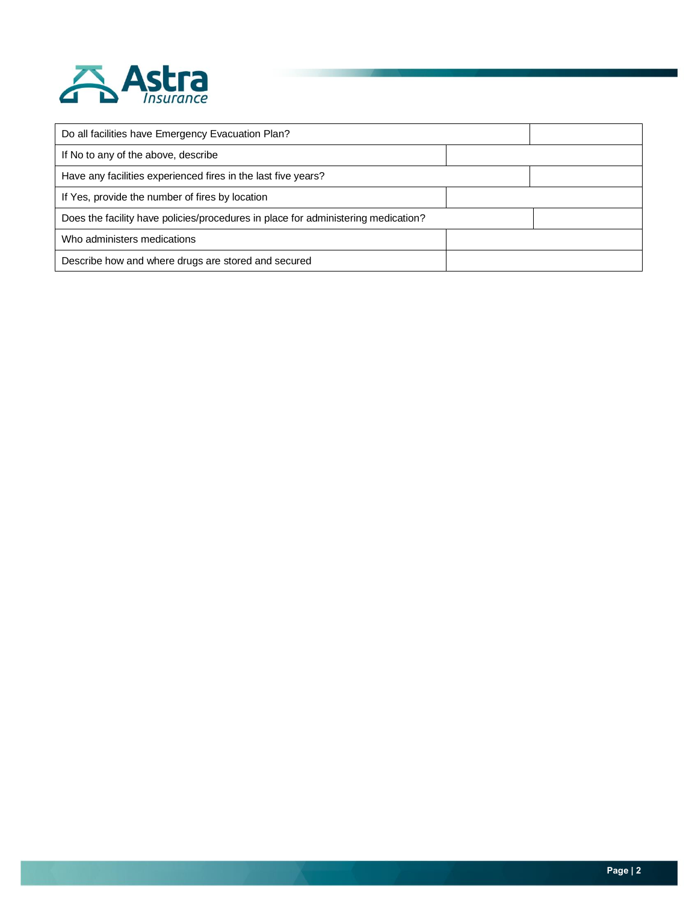| | |
|---|---|
| Do all facilities have Emergency Evacuation Plan? | |
| If No to any of the above, describe | |
| Have any facilities experienced fires in the last five years? | |
| If Yes, provide the number of fires by location | |
| Does the facility have policies/procedures in place for administering medication? | |
| Who administers medications | |
| Describe how and where drugs are stored and secured | |